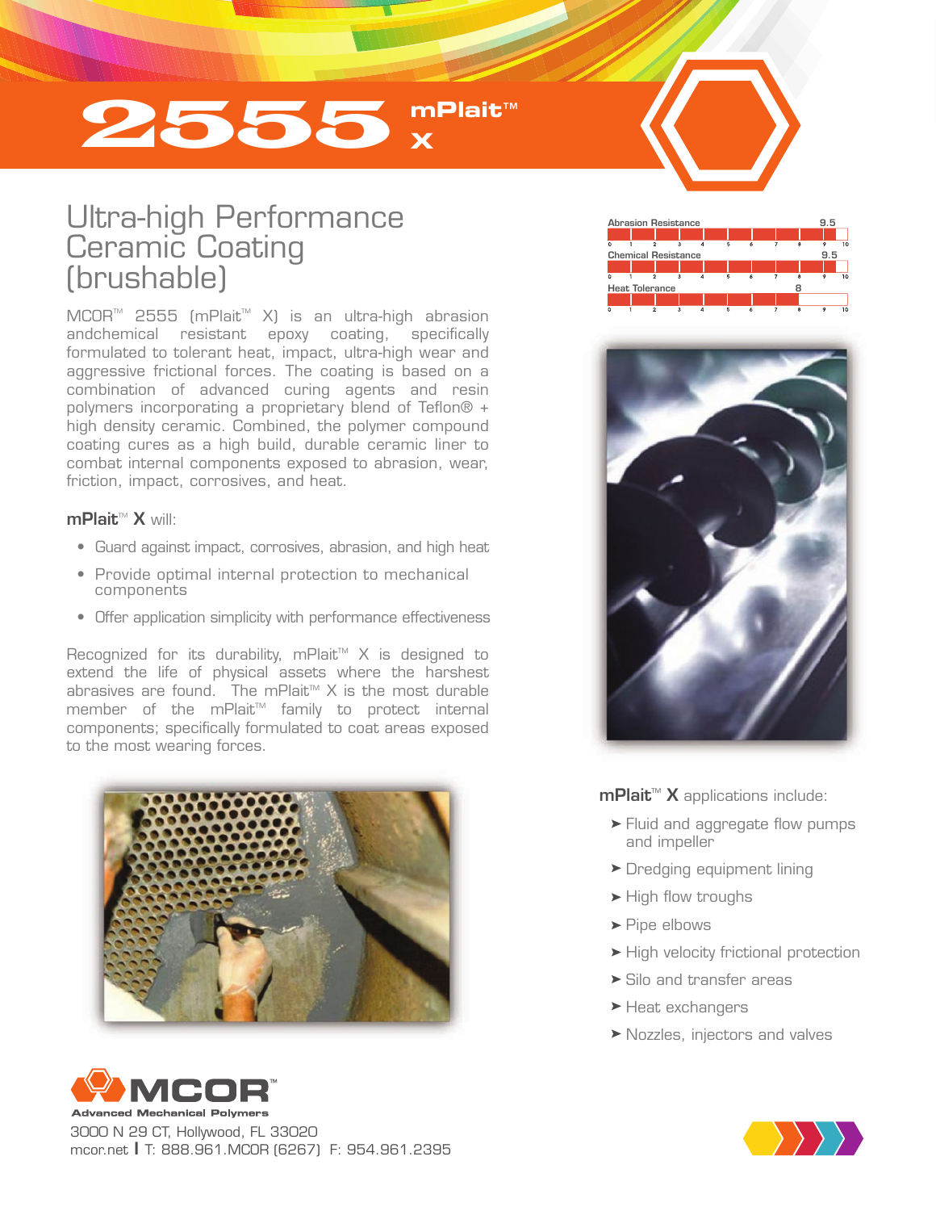# 2555 mPlait™ X

## Ultra-high Performance Ceramic Coating (brushable)

| Property | Rating (0–10) |
| --- | --- |
| Abrasion Resistance | 9.5 |
| Chemical Resistance | 9.5 |
| Heat Tolerance | 8 |

MCOR™ 2555 (mPlait™ X) is an ultra-high abrasion andchemical resistant epoxy coating, specifically formulated to tolerant heat, impact, ultra-high wear and aggressive frictional forces. The coating is based on a combination of advanced curing agents and resin polymers incorporating a proprietary blend of Teflon® + high density ceramic. Combined, the polymer compound coating cures as a high build, durable ceramic liner to combat internal components exposed to abrasion, wear, friction, impact, corrosives, and heat.

**mPlait™ X** will:

- Guard against impact, corrosives, abrasion, and high heat
- Provide optimal internal protection to mechanical components
- Offer application simplicity with performance effectiveness

Recognized for its durability, mPlait™ X is designed to extend the life of physical assets where the harshest abrasives are found. The mPlait™ X is the most durable member of the mPlait™ family to protect internal components; specifically formulated to coat areas exposed to the most wearing forces.

**mPlait™ X** applications include:

- Fluid and aggregate flow pumps and impeller
- Dredging equipment lining
- High flow troughs
- Pipe elbows
- High velocity frictional protection
- Silo and transfer areas
- Heat exchangers
- Nozzles, injectors and valves

**MCOR™**
Advanced Mechanical Polymers
3000 N 29 CT, Hollywood, FL 33020
mcor.net | T: 888.961.MCOR (6267) F: 954.961.2395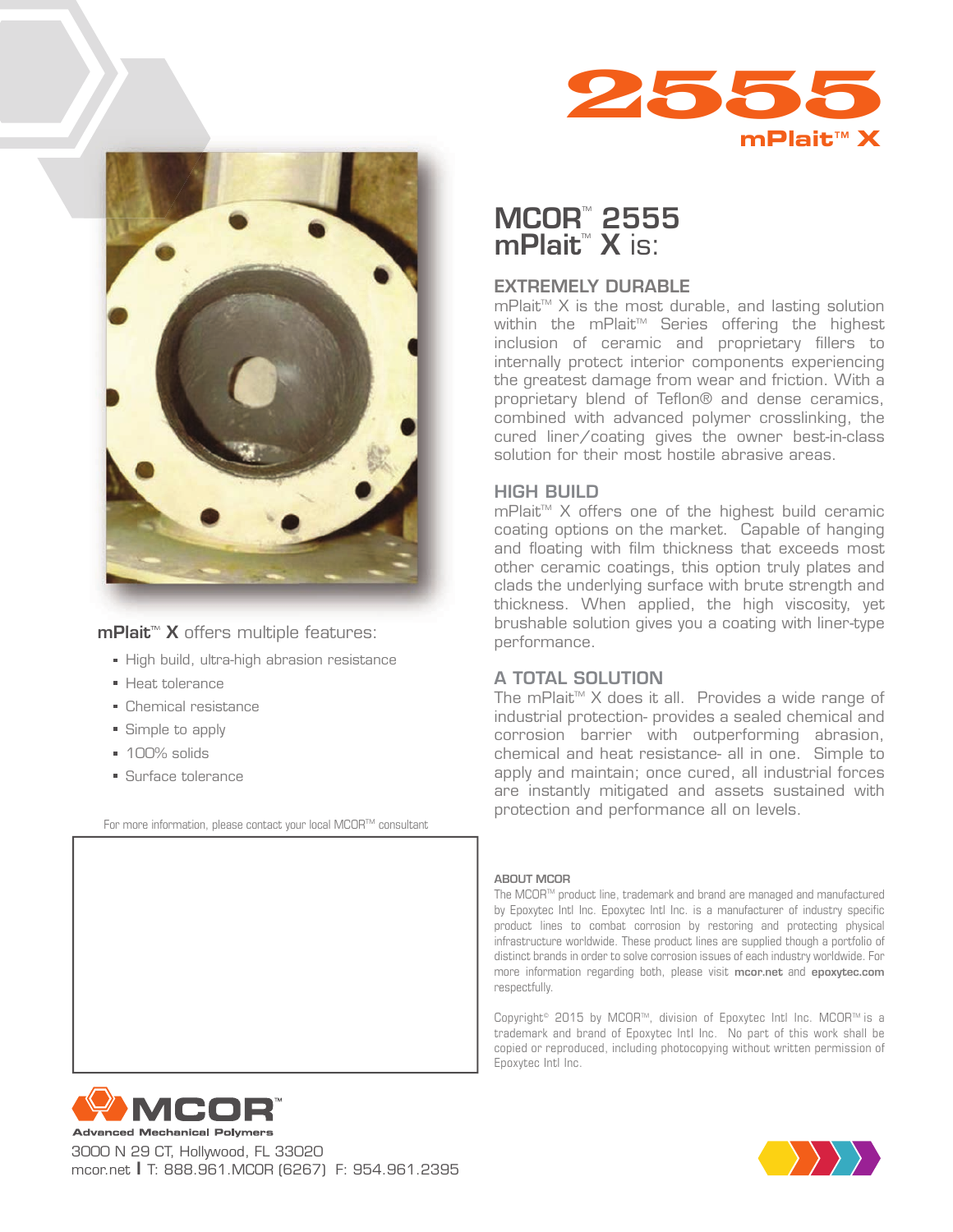# 2555

**mPlait™ X**

## MCOR™ 2555 mPlait™ X is:

### EXTREMELY DURABLE

mPlait™ X is the most durable, and lasting solution within the mPlait™ Series offering the highest inclusion of ceramic and proprietary fillers to internally protect interior components experiencing the greatest damage from wear and friction. With a proprietary blend of Teflon® and dense ceramics, combined with advanced polymer crosslinking, the cured liner/coating gives the owner best-in-class solution for their most hostile abrasive areas.

### HIGH BUILD

mPlait™ X offers one of the highest build ceramic coating options on the market. Capable of hanging and floating with film thickness that exceeds most other ceramic coatings, this option truly plates and clads the underlying surface with brute strength and thickness. When applied, the high viscosity, yet brushable solution gives you a coating with liner-type performance.

### A TOTAL SOLUTION

The mPlait™ X does it all. Provides a wide range of industrial protection- provides a sealed chemical and corrosion barrier with outperforming abrasion, chemical and heat resistance- all in one. Simple to apply and maintain; once cured, all industrial forces are instantly mitigated and assets sustained with protection and performance all on levels.

**mPlait™ X** offers multiple features:

- High build, ultra-high abrasion resistance
- Heat tolerance
- Chemical resistance
- Simple to apply
- 100% solids
- Surface tolerance

For more information, please contact your local MCOR™ consultant

#### ABOUT MCOR

The MCOR™ product line, trademark and brand are managed and manufactured by Epoxytec Intl Inc. Epoxytec Intl Inc. is a manufacturer of industry specific product lines to combat corrosion by restoring and protecting physical infrastructure worldwide. These product lines are supplied though a portfolio of distinct brands in order to solve corrosion issues of each industry worldwide. For more information regarding both, please visit **mcor.net** and **epoxytec.com** respectfully.

Copyright© 2015 by MCOR™, division of Epoxytec Intl Inc. MCOR™ is a trademark and brand of Epoxytec Intl Inc. No part of this work shall be copied or reproduced, including photocopying without written permission of Epoxytec Intl Inc.

**MCOR™**
Advanced Mechanical Polymers

3000 N 29 CT, Hollywood, FL 33020
mcor.net | T: 888.961.MCOR (6267) F: 954.961.2395